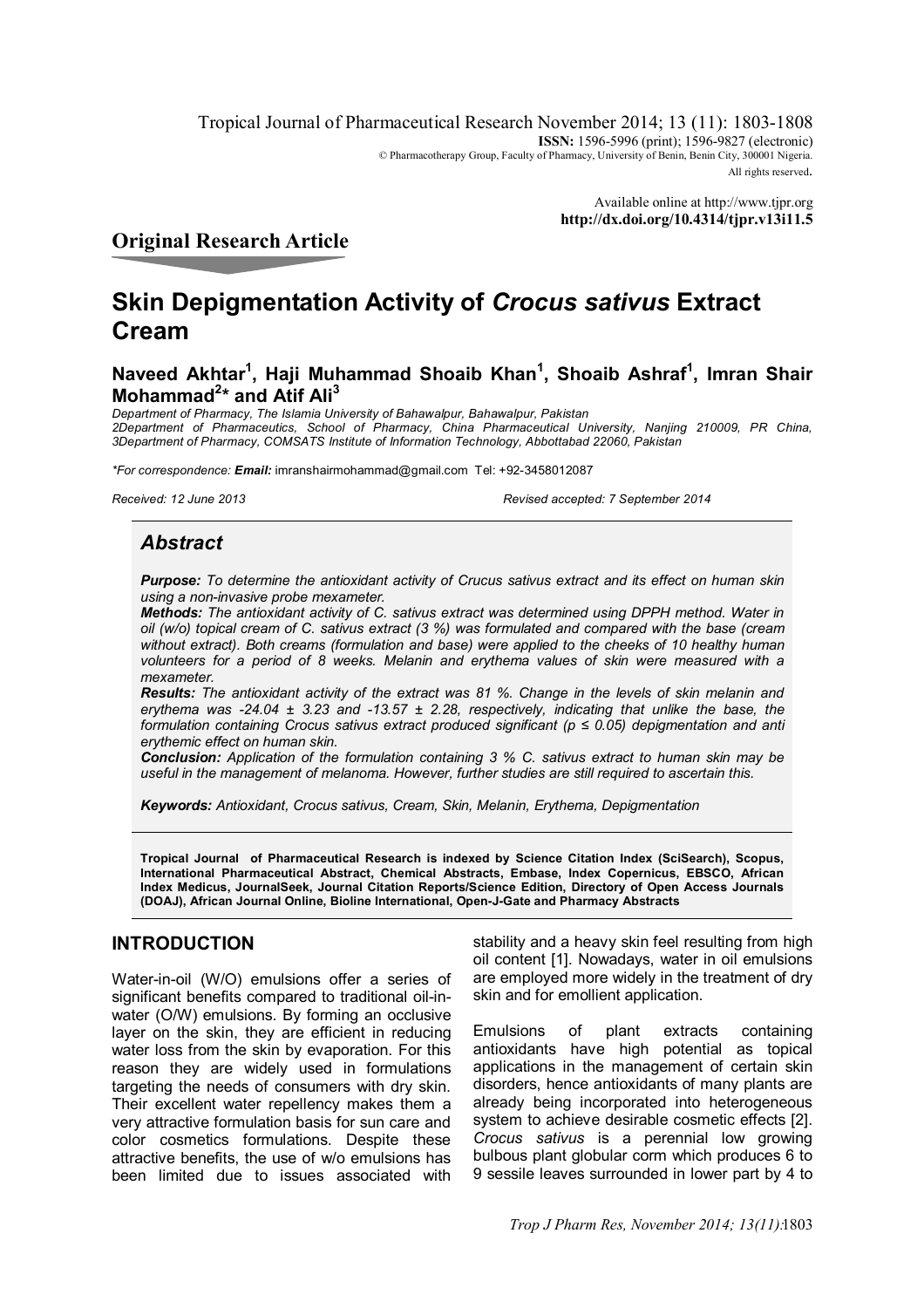Tropical Journal of Pharmaceutical Research November 2014; 13 (11): 1803-1808

**ISSN:** 1596-5996 (print); 1596-9827 (electronic)

© Pharmacotherapy Group, Faculty of Pharmacy, University of Benin, Benin City, 300001 Nigeria.

All rights reserved.

Available online at http://www.tjpr.org

**http://dx.doi.org/10.4314/tjpr.v13i11.5**

## Original Research Article

# Skin Depigmentation Activity of *Crocus sativus* Extract Cream

**Naveed Akhtar[1], Haji Muhammad Shoaib Khan[1], Shoaib Ashraf[1], Imran Shair Mohammad[2]* and Atif Ali[3]**

*Department of Pharmacy, The Islamia University of Bahawalpur, Bahawalpur, Pakistan*
*2Department of Pharmaceutics, School of Pharmacy, China Pharmaceutical University, Nanjing 210009, PR China,*
*3Department of Pharmacy, COMSATS Institute of Information Technology, Abbottabad 22060, Pakistan*

**For correspondence: **Email:** imranshairmohammad@gmail.com Tel: +92-3458012087*

*Received: 12 June 2013* *Revised accepted: 7 September 2014*

## *Abstract*

***Purpose:*** *To determine the antioxidant activity of Crucus sativus extract and its effect on human skin using a non-invasive probe mexameter.*

***Methods:*** *The antioxidant activity of C. sativus extract was determined using DPPH method. Water in oil (w/o) topical cream of C. sativus extract (3 %) was formulated and compared with the base (cream without extract). Both creams (formulation and base) were applied to the cheeks of 10 healthy human volunteers for a period of 8 weeks. Melanin and erythema values of skin were measured with a mexameter.*

***Results:*** *The antioxidant activity of the extract was 81 %. Change in the levels of skin melanin and erythema was -24.04 ± 3.23 and -13.57 ± 2.28, respectively, indicating that unlike the base, the formulation containing Crocus sativus extract produced significant (p ≤ 0.05) depigmentation and anti erythemic effect on human skin.*

***Conclusion:*** *Application of the formulation containing 3 % C. sativus extract to human skin may be useful in the management of melanoma. However, further studies are still required to ascertain this.*

***Keywords:*** *Antioxidant, Crocus sativus, Cream, Skin, Melanin, Erythema, Depigmentation*

**Tropical Journal of Pharmaceutical Research is indexed by Science Citation Index (SciSearch), Scopus, International Pharmaceutical Abstract, Chemical Abstracts, Embase, Index Copernicus, EBSCO, African Index Medicus, JournalSeek, Journal Citation Reports/Science Edition, Directory of Open Access Journals (DOAJ), African Journal Online, Bioline International, Open-J-Gate and Pharmacy Abstracts**

## INTRODUCTION

Water-in-oil (W/O) emulsions offer a series of significant benefits compared to traditional oil-in-water (O/W) emulsions. By forming an occlusive layer on the skin, they are efficient in reducing water loss from the skin by evaporation. For this reason they are widely used in formulations targeting the needs of consumers with dry skin. Their excellent water repellency makes them a very attractive formulation basis for sun care and color cosmetics formulations. Despite these attractive benefits, the use of w/o emulsions has been limited due to issues associated with stability and a heavy skin feel resulting from high oil content [1]. Nowadays, water in oil emulsions are employed more widely in the treatment of dry skin and for emollient application.

Emulsions of plant extracts containing antioxidants have high potential as topical applications in the management of certain skin disorders, hence antioxidants of many plants are already being incorporated into heterogeneous system to achieve desirable cosmetic effects [2]. *Crocus sativus* is a perennial low growing bulbous plant globular corm which produces 6 to 9 sessile leaves surrounded in lower part by 4 to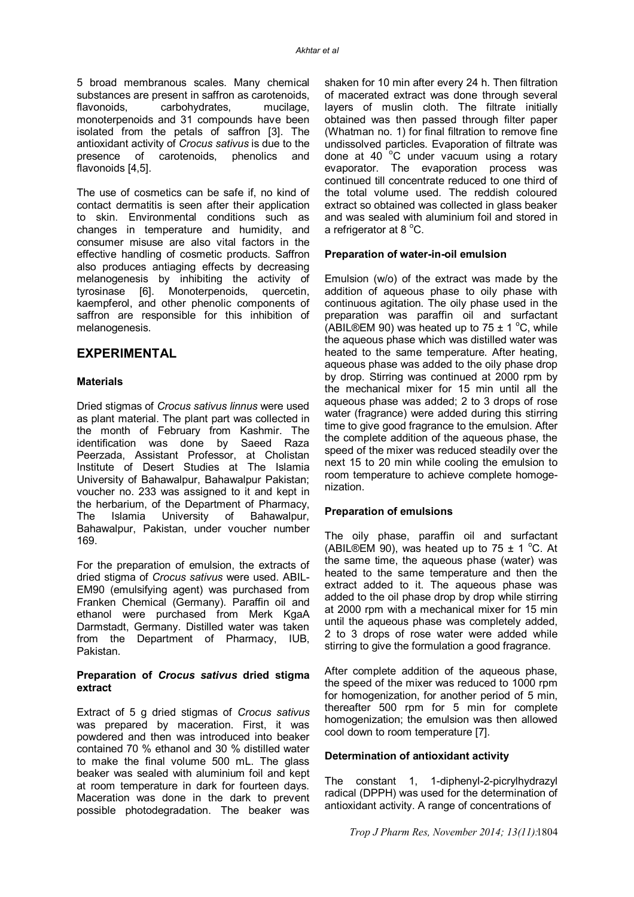5 broad membranous scales. Many chemical substances are present in saffron as carotenoids, flavonoids, carbohydrates, mucilage, monoterpenoids and 31 compounds have been isolated from the petals of saffron [3]. The antioxidant activity of *Crocus sativus* is due to the presence of carotenoids, phenolics and flavonoids [4,5].

The use of cosmetics can be safe if, no kind of contact dermatitis is seen after their application to skin. Environmental conditions such as changes in temperature and humidity, and consumer misuse are also vital factors in the effective handling of cosmetic products. Saffron also produces antiaging effects by decreasing melanogenesis by inhibiting the activity of tyrosinase [6]. Monoterpenoids, quercetin, kaempferol, and other phenolic components of saffron are responsible for this inhibition of melanogenesis.

## EXPERIMENTAL

### Materials

Dried stigmas of *Crocus sativus linnus* were used as plant material. The plant part was collected in the month of February from Kashmir. The identification was done by Saeed Raza Peerzada, Assistant Professor, at Cholistan Institute of Desert Studies at The Islamia University of Bahawalpur, Bahawalpur Pakistan; voucher no. 233 was assigned to it and kept in the herbarium, of the Department of Pharmacy, The Islamia University of Bahawalpur, Bahawalpur, Pakistan, under voucher number 169.

For the preparation of emulsion, the extracts of dried stigma of *Crocus sativus* were used. ABIL-EM90 (emulsifying agent) was purchased from Franken Chemical (Germany). Paraffin oil and ethanol were purchased from Merk KgaA Darmstadt, Germany. Distilled water was taken from the Department of Pharmacy, IUB, Pakistan.

### Preparation of *Crocus sativus* dried stigma extract

Extract of 5 g dried stigmas of *Crocus sativus* was prepared by maceration. First, it was powdered and then was introduced into beaker contained 70 % ethanol and 30 % distilled water to make the final volume 500 mL. The glass beaker was sealed with aluminium foil and kept at room temperature in dark for fourteen days. Maceration was done in the dark to prevent possible photodegradation. The beaker was shaken for 10 min after every 24 h. Then filtration of macerated extract was done through several layers of muslin cloth. The filtrate initially obtained was then passed through filter paper (Whatman no. 1) for final filtration to remove fine undissolved particles. Evaporation of filtrate was done at 40 °C under vacuum using a rotary evaporator. The evaporation process was continued till concentrate reduced to one third of the total volume used. The reddish coloured extract so obtained was collected in glass beaker and was sealed with aluminium foil and stored in a refrigerator at 8 °C.

### Preparation of water-in-oil emulsion

Emulsion (w/o) of the extract was made by the addition of aqueous phase to oily phase with continuous agitation. The oily phase used in the preparation was paraffin oil and surfactant (ABIL®EM 90) was heated up to 75 ± 1 °C, while the aqueous phase which was distilled water was heated to the same temperature. After heating, aqueous phase was added to the oily phase drop by drop. Stirring was continued at 2000 rpm by the mechanical mixer for 15 min until all the aqueous phase was added; 2 to 3 drops of rose water (fragrance) were added during this stirring time to give good fragrance to the emulsion. After the complete addition of the aqueous phase, the speed of the mixer was reduced steadily over the next 15 to 20 min while cooling the emulsion to room temperature to achieve complete homogenization.

### Preparation of emulsions

The oily phase, paraffin oil and surfactant (ABIL®EM 90), was heated up to 75 ± 1 °C. At the same time, the aqueous phase (water) was heated to the same temperature and then the extract added to it. The aqueous phase was added to the oil phase drop by drop while stirring at 2000 rpm with a mechanical mixer for 15 min until the aqueous phase was completely added, 2 to 3 drops of rose water were added while stirring to give the formulation a good fragrance.

After complete addition of the aqueous phase, the speed of the mixer was reduced to 1000 rpm for homogenization, for another period of 5 min, thereafter 500 rpm for 5 min for complete homogenization; the emulsion was then allowed cool down to room temperature [7].

### Determination of antioxidant activity

The constant 1, 1-diphenyl-2-picrylhydrazyl radical (DPPH) was used for the determination of antioxidant activity. A range of concentrations of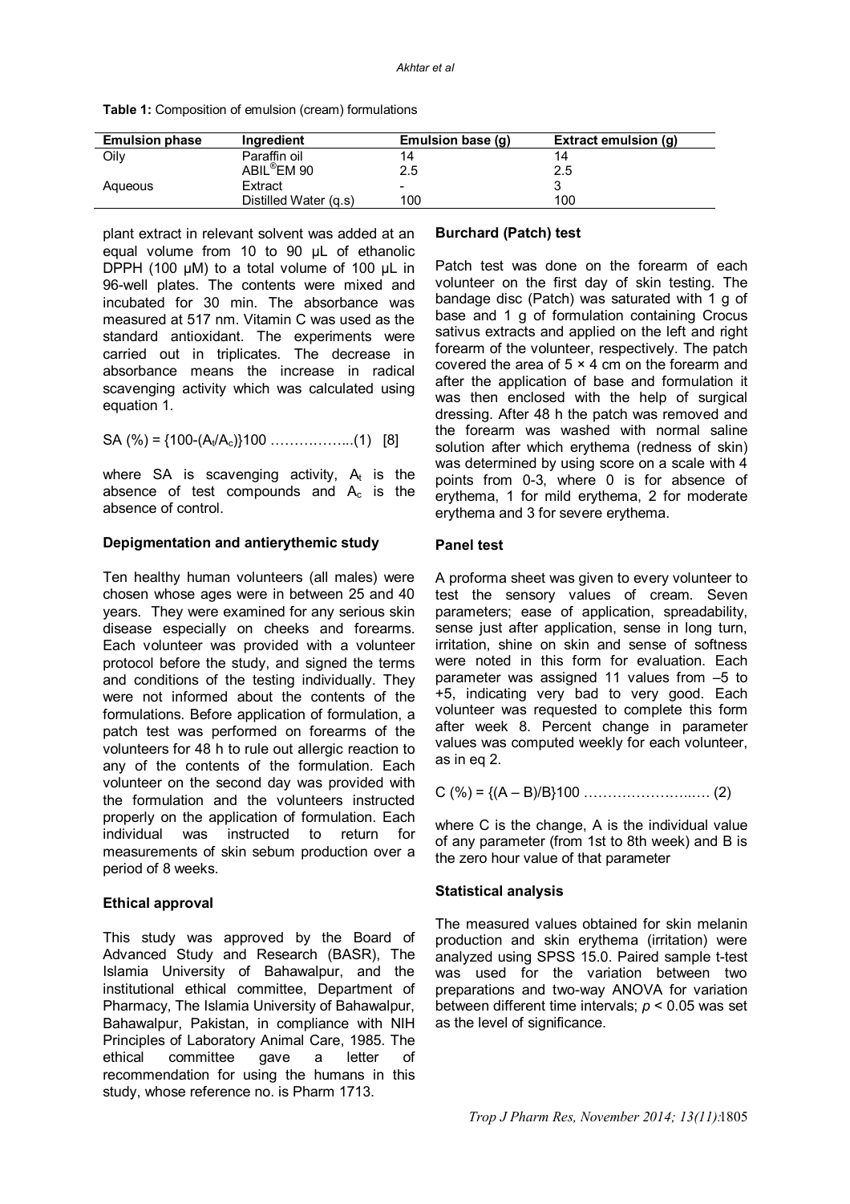**Table 1:** Composition of emulsion (cream) formulations

| Emulsion phase | Ingredient | Emulsion base (g) | Extract emulsion (g) |
|---|---|---|---|
| Oily | Paraffin oil | 14 | 14 |
| | ABIL®EM 90 | 2.5 | 2.5 |
| Aqueous | Extract | - | 3 |
| | Distilled Water (q.s) | 100 | 100 |

plant extract in relevant solvent was added at an equal volume from 10 to 90 µL of ethanolic DPPH (100 µM) to a total volume of 100 µL in 96-well plates. The contents were mixed and incubated for 30 min. The absorbance was measured at 517 nm. Vitamin C was used as the standard antioxidant. The experiments were carried out in triplicates. The decrease in absorbance means the increase in radical scavenging activity which was calculated using equation 1.

SA (%) = $\{100-(A_t/A_c)\}100$ ……………...(1) [8]

where SA is scavenging activity, $A_t$ is the absence of test compounds and $A_c$ is the absence of control.

### Depigmentation and antierythemic study

Ten healthy human volunteers (all males) were chosen whose ages were in between 25 and 40 years. They were examined for any serious skin disease especially on cheeks and forearms. Each volunteer was provided with a volunteer protocol before the study, and signed the terms and conditions of the testing individually. They were not informed about the contents of the formulations. Before application of formulation, a patch test was performed on forearms of the volunteers for 48 h to rule out allergic reaction to any of the contents of the formulation. Each volunteer on the second day was provided with the formulation and the volunteers instructed properly on the application of formulation. Each individual was instructed to return for measurements of skin sebum production over a period of 8 weeks.

### Ethical approval

This study was approved by the Board of Advanced Study and Research (BASR), The Islamia University of Bahawalpur, and the institutional ethical committee, Department of Pharmacy, The Islamia University of Bahawalpur, Bahawalpur, Pakistan, in compliance with NIH Principles of Laboratory Animal Care, 1985. The ethical committee gave a letter of recommendation for using the humans in this study, whose reference no. is Pharm 1713.

### Burchard (Patch) test

Patch test was done on the forearm of each volunteer on the first day of skin testing. The bandage disc (Patch) was saturated with 1 g of base and 1 g of formulation containing Crocus sativus extracts and applied on the left and right forearm of the volunteer, respectively. The patch covered the area of 5 × 4 cm on the forearm and after the application of base and formulation it was then enclosed with the help of surgical dressing. After 48 h the patch was removed and the forearm was washed with normal saline solution after which erythema (redness of skin) was determined by using score on a scale with 4 points from 0-3, where 0 is for absence of erythema, 1 for mild erythema, 2 for moderate erythema and 3 for severe erythema.

### Panel test

A proforma sheet was given to every volunteer to test the sensory values of cream. Seven parameters; ease of application, spreadability, sense just after application, sense in long turn, irritation, shine on skin and sense of softness were noted in this form for evaluation. Each parameter was assigned 11 values from –5 to +5, indicating very bad to very good. Each volunteer was requested to complete this form after week 8. Percent change in parameter values was computed weekly for each volunteer, as in eq 2.

C (%) = $\{(A – B)/B\}100$ …………………..…. (2)

where C is the change, A is the individual value of any parameter (from 1st to 8th week) and B is the zero hour value of that parameter

### Statistical analysis

The measured values obtained for skin melanin production and skin erythema (irritation) were analyzed using SPSS 15.0. Paired sample t-test was used for the variation between two preparations and two-way ANOVA for variation between different time intervals; $p < 0.05$ was set as the level of significance.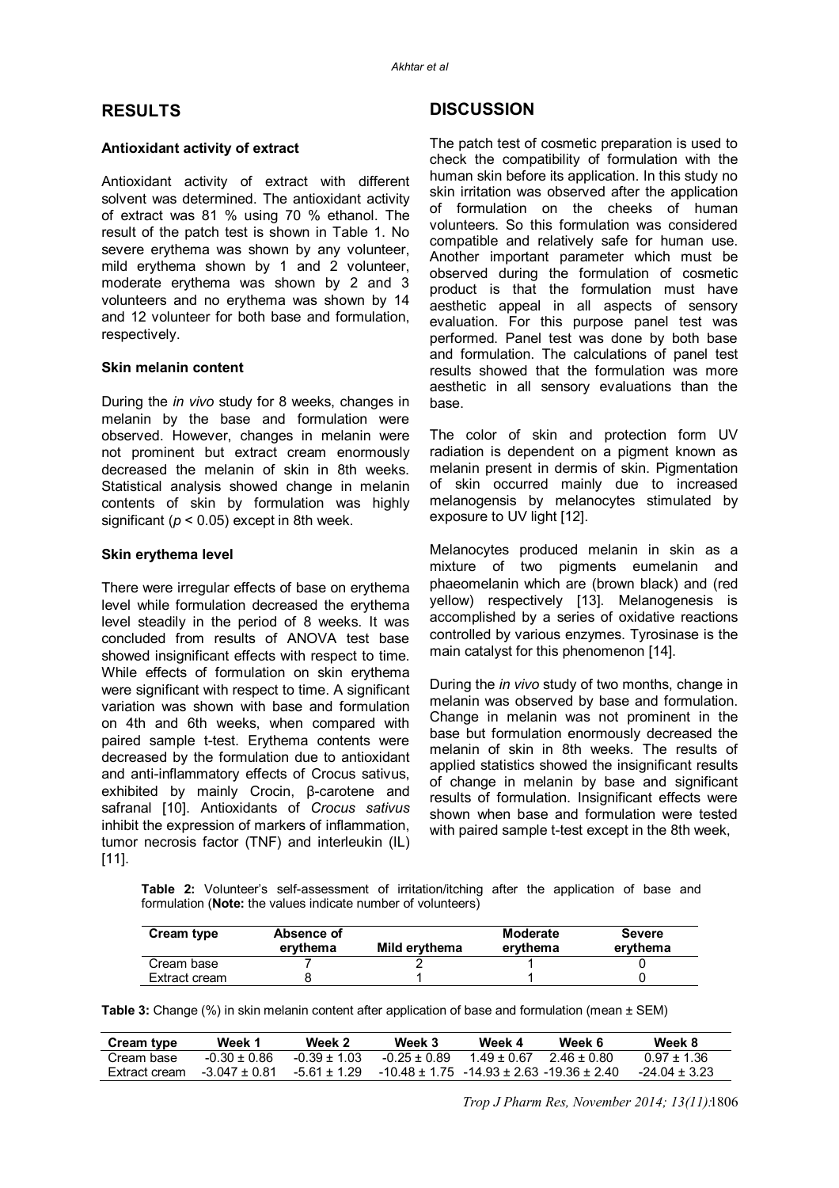## RESULTS

### Antioxidant activity of extract

Antioxidant activity of extract with different solvent was determined. The antioxidant activity of extract was 81 % using 70 % ethanol. The result of the patch test is shown in Table 1. No severe erythema was shown by any volunteer, mild erythema shown by 1 and 2 volunteer, moderate erythema was shown by 2 and 3 volunteers and no erythema was shown by 14 and 12 volunteer for both base and formulation, respectively.

### Skin melanin content

During the *in vivo* study for 8 weeks, changes in melanin by the base and formulation were observed. However, changes in melanin were not prominent but extract cream enormously decreased the melanin of skin in 8th weeks. Statistical analysis showed change in melanin contents of skin by formulation was highly significant ($p < 0.05$) except in 8th week.

### Skin erythema level

There were irregular effects of base on erythema level while formulation decreased the erythema level steadily in the period of 8 weeks. It was concluded from results of ANOVA test base showed insignificant effects with respect to time. While effects of formulation on skin erythema were significant with respect to time. A significant variation was shown with base and formulation on 4th and 6th weeks, when compared with paired sample t-test. Erythema contents were decreased by the formulation due to antioxidant and anti-inflammatory effects of Crocus sativus, exhibited by mainly Crocin, β-carotene and safranal [10]. Antioxidants of *Crocus sativus* inhibit the expression of markers of inflammation, tumor necrosis factor (TNF) and interleukin (IL) [11].

## DISCUSSION

The patch test of cosmetic preparation is used to check the compatibility of formulation with the human skin before its application. In this study no skin irritation was observed after the application of formulation on the cheeks of human volunteers. So this formulation was considered compatible and relatively safe for human use. Another important parameter which must be observed during the formulation of cosmetic product is that the formulation must have aesthetic appeal in all aspects of sensory evaluation. For this purpose panel test was performed. Panel test was done by both base and formulation. The calculations of panel test results showed that the formulation was more aesthetic in all sensory evaluations than the base.

The color of skin and protection form UV radiation is dependent on a pigment known as melanin present in dermis of skin. Pigmentation of skin occurred mainly due to increased melanogensis by melanocytes stimulated by exposure to UV light [12].

Melanocytes produced melanin in skin as a mixture of two pigments eumelanin and phaeomelanin which are (brown black) and (red yellow) respectively [13]. Melanogenesis is accomplished by a series of oxidative reactions controlled by various enzymes. Tyrosinase is the main catalyst for this phenomenon [14].

During the *in vivo* study of two months, change in melanin was observed by base and formulation. Change in melanin was not prominent in the base but formulation enormously decreased the melanin of skin in 8th weeks. The results of applied statistics showed the insignificant results of change in melanin by base and significant results of formulation. Insignificant effects were shown when base and formulation were tested with paired sample t-test except in the 8th week,

**Table 2:** Volunteer's self-assessment of irritation/itching after the application of base and formulation (**Note:** the values indicate number of volunteers)

| Cream type | Absence of erythema | Mild erythema | Moderate erythema | Severe erythema |
|---|---|---|---|---|
| Cream base | 7 | 2 | 1 | 0 |
| Extract cream | 8 | 1 | 1 | 0 |

**Table 3:** Change (%) in skin melanin content after application of base and formulation (mean ± SEM)

| Cream type | Week 1 | Week 2 | Week 3 | Week 4 | Week 6 | Week 8 |
|---|---|---|---|---|---|---|
| Cream base | -0.30 ± 0.86 | -0.39 ± 1.03 | -0.25 ± 0.89 | 1.49 ± 0.67 | 2.46 ± 0.80 | 0.97 ± 1.36 |
| Extract cream | -3.047 ± 0.81 | -5.61 ± 1.29 | -10.48 ± 1.75 | -14.93 ± 2.63 | -19.36 ± 2.40 | -24.04 ± 3.23 |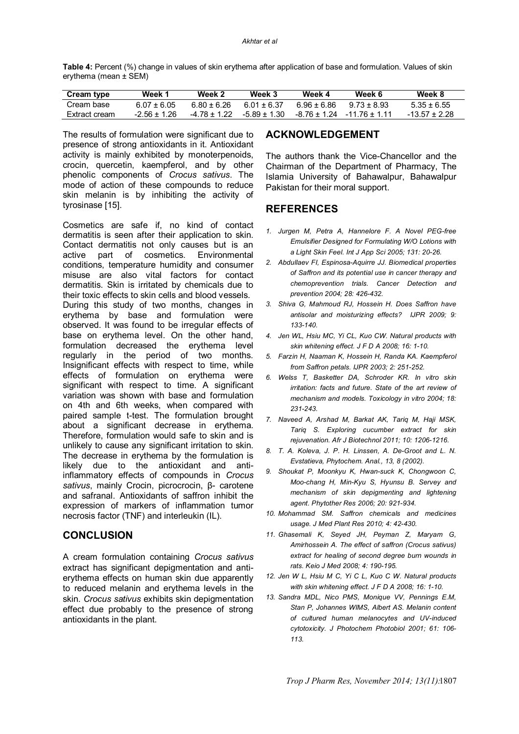**Table 4:** Percent (%) change in values of skin erythema after application of base and formulation. Values of skin erythema (mean ± SEM)

| Cream type | Week 1 | Week 2 | Week 3 | Week 4 | Week 6 | Week 8 |
|---|---|---|---|---|---|---|
| Cream base | 6.07 ± 6.05 | 6.80 ± 6.26 | 6.01 ± 6.37 | 6.96 ± 6.86 | 9.73 ± 8.93 | 5.35 ± 6.55 |
| Extract cream | -2.56 ± 1.26 | -4.78 ± 1.22 | -5.89 ± 1.30 | -8.76 ± 1.24 | -11.76 ± 1.11 | -13.57 ± 2.28 |

The results of formulation were significant due to presence of strong antioxidants in it. Antioxidant activity is mainly exhibited by monoterpenoids, crocin, quercetin, kaempferol, and by other phenolic components of *Crocus sativus*. The mode of action of these compounds to reduce skin melanin is by inhibiting the activity of tyrosinase [15].

Cosmetics are safe if, no kind of contact dermatitis is seen after their application to skin. Contact dermatitis not only causes but is an active part of cosmetics. Environmental conditions, temperature humidity and consumer misuse are also vital factors for contact dermatitis. Skin is irritated by chemicals due to their toxic effects to skin cells and blood vessels. During this study of two months, changes in erythema by base and formulation were observed. It was found to be irregular effects of base on erythema level. On the other hand, formulation decreased the erythema level regularly in the period of two months. Insignificant effects with respect to time, while effects of formulation on erythema were significant with respect to time. A significant variation was shown with base and formulation on 4th and 6th weeks, when compared with paired sample t-test. The formulation brought about a significant decrease in erythema. Therefore, formulation would safe to skin and is unlikely to cause any significant irritation to skin. The decrease in erythema by the formulation is likely due to the antioxidant and anti-inflammatory effects of compounds in *Crocus sativus*, mainly Crocin, picrocrocin, β- carotene and safranal. Antioxidants of saffron inhibit the expression of markers of inflammation tumor necrosis factor (TNF) and interleukin (IL).

## CONCLUSION

A cream formulation containing *Crocus sativus* extract has significant depigmentation and anti-erythema effects on human skin due apparently to reduced melanin and erythema levels in the skin. *Crocus sativus* exhibits skin depigmentation effect due probably to the presence of strong antioxidants in the plant.

## ACKNOWLEDGEMENT

The authors thank the Vice-Chancellor and the Chairman of the Department of Pharmacy, The Islamia University of Bahawalpur, Bahawalpur Pakistan for their moral support.

## REFERENCES

1. *Jurgen M, Petra A, Hannelore F. A Novel PEG-free Emulsifier Designed for Formulating W/O Lotions with a Light Skin Feel. Int J App Sci 2005; 131: 20-26.*
2. *Abdullaev FI, Espinosa-Aquirre JJ. Biomedical properties of Saffron and its potential use in cancer therapy and chemoprevention trials. Cancer Detection and prevention 2004; 28: 426-432.*
3. *Shiva G, Mahmoud RJ, Hossein H. Does Saffron have antisolar and moisturizing effects? IJPR 2009; 9: 133-140.*
4. *Jen WL, Hsiu MC, Yi CL, Kuo CW. Natural products with skin whitening effect. J F D A 2008; 16: 1-10.*
5. *Farzin H, Naaman K, Hossein H, Randa KA. Kaempferol from Saffron petals. IJPR 2003; 2: 251-252.*
6. *Welss T, Basketter DA, Schroder KR. In vitro skin irritation: facts and future. State of the art review of mechanism and models. Toxicology in vitro 2004; 18: 231-243.*
7. *Naveed A, Arshad M, Barkat AK, Tariq M, Haji MSK, Tariq S. Exploring cucumber extract for skin rejuvenation. Afr J Biotechnol 2011; 10: 1206-1216.*
8. *T. A. Koleva, J. P. H. Linssen, A. De-Groot and L. N. Evstatieva, Phytochem. Anal., 13, 8 (2002).*
9. *Shoukat P, Moonkyu K, Hwan-suck K, Chongwoon C, Moo-chang H, Min-Kyu S, Hyunsu B. Servey and mechanism of skin depigmenting and lightening agent. Phytother Res 2006; 20: 921-934.*
10. *Mohammad SM. Saffron chemicals and medicines usage. J Med Plant Res 2010; 4: 42-430.*
11. *Ghasemali K, Seyed JH, Peyman Z, Maryam G, Amirhossein A. The effect of saffron (Crocus sativus) extract for healing of second degree burn wounds in rats. Keio J Med 2008; 4: 190-195.*
12. *Jen W L, Hsiu M C, Yi C L, Kuo C W. Natural products with skin whitening effect. J F D A 2008; 16: 1-10.*
13. *Sandra MDL, Nico PMS, Monique VV, Pennings E.M, Stan P, Johannes WIMS, Albert AS. Melanin content of cultured human melanocytes and UV-induced cytotoxicity. J Photochem Photobiol 2001; 61: 106-113.*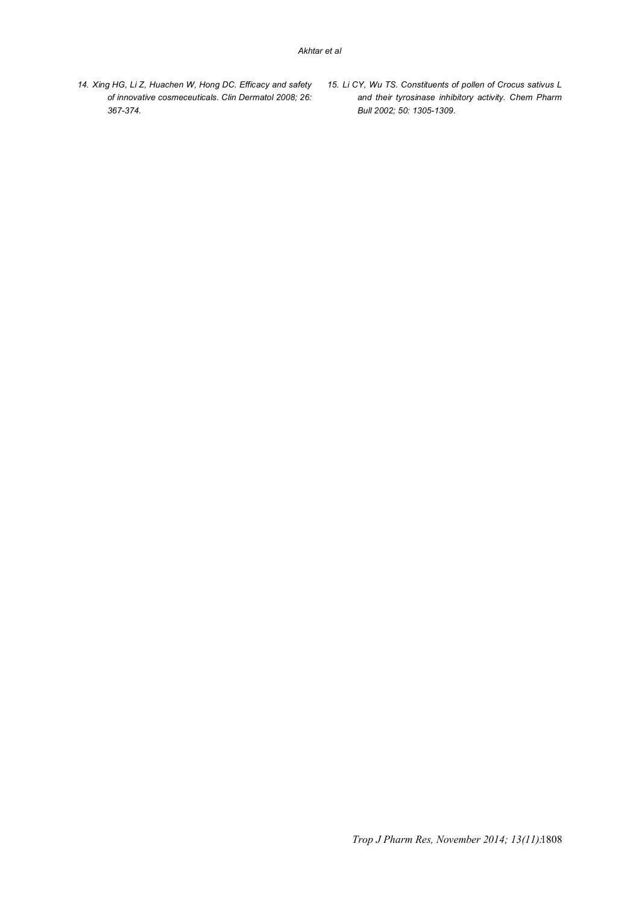14. *Xing HG, Li Z, Huachen W, Hong DC. Efficacy and safety of innovative cosmeceuticals. Clin Dermatol 2008; 26: 367-374.*
15. *Li CY, Wu TS. Constituents of pollen of Crocus sativus L and their tyrosinase inhibitory activity. Chem Pharm Bull 2002; 50: 1305-1309.*